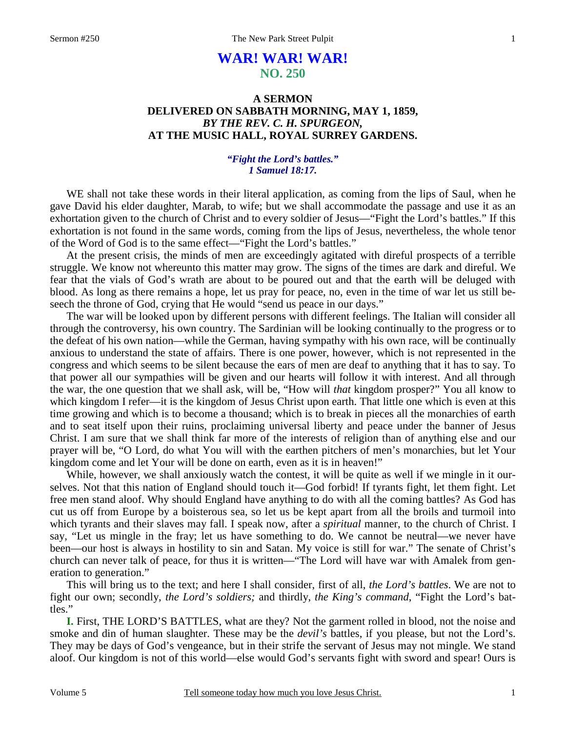# WAR! WAR! WAR!
## NO. 250

### A SERMON
### DELIVERED ON SABBATH MORNING, MAY 1, 1859,
### *BY THE REV. C. H. SPURGEON,*
### AT THE MUSIC HALL, ROYAL SURREY GARDENS.

***"Fight the Lord's battles." 1 Samuel 18:17.***

WE shall not take these words in their literal application, as coming from the lips of Saul, when he gave David his elder daughter, Marab, to wife; but we shall accommodate the passage and use it as an exhortation given to the church of Christ and to every soldier of Jesus—"Fight the Lord's battles." If this exhortation is not found in the same words, coming from the lips of Jesus, nevertheless, the whole tenor of the Word of God is to the same effect—"Fight the Lord's battles."

At the present crisis, the minds of men are exceedingly agitated with direful prospects of a terrible struggle. We know not whereunto this matter may grow. The signs of the times are dark and direful. We fear that the vials of God's wrath are about to be poured out and that the earth will be deluged with blood. As long as there remains a hope, let us pray for peace, no, even in the time of war let us still beseech the throne of God, crying that He would "send us peace in our days."

The war will be looked upon by different persons with different feelings. The Italian will consider all through the controversy, his own country. The Sardinian will be looking continually to the progress or to the defeat of his own nation—while the German, having sympathy with his own race, will be continually anxious to understand the state of affairs. There is one power, however, which is not represented in the congress and which seems to be silent because the ears of men are deaf to anything that it has to say. To that power all our sympathies will be given and our hearts will follow it with interest. And all through the war, the one question that we shall ask, will be, "How will *that* kingdom prosper?" You all know to which kingdom I refer—it is the kingdom of Jesus Christ upon earth. That little one which is even at this time growing and which is to become a thousand; which is to break in pieces all the monarchies of earth and to seat itself upon their ruins, proclaiming universal liberty and peace under the banner of Jesus Christ. I am sure that we shall think far more of the interests of religion than of anything else and our prayer will be, "O Lord, do what You will with the earthen pitchers of men's monarchies, but let Your kingdom come and let Your will be done on earth, even as it is in heaven!"

While, however, we shall anxiously watch the contest, it will be quite as well if we mingle in it ourselves. Not that this nation of England should touch it—God forbid! If tyrants fight, let them fight. Let free men stand aloof. Why should England have anything to do with all the coming battles? As God has cut us off from Europe by a boisterous sea, so let us be kept apart from all the broils and turmoil into which tyrants and their slaves may fall. I speak now, after a *spiritual* manner, to the church of Christ. I say, "Let us mingle in the fray; let us have something to do. We cannot be neutral—we never have been—our host is always in hostility to sin and Satan. My voice is still for war." The senate of Christ's church can never talk of peace, for thus it is written—"The Lord will have war with Amalek from generation to generation."

This will bring us to the text; and here I shall consider, first of all, *the Lord's battles*. We are not to fight our own; secondly, *the Lord's soldiers;* and thirdly, *the King's command*, "Fight the Lord's battles."

**I.** First, THE LORD'S BATTLES, what are they? Not the garment rolled in blood, not the noise and smoke and din of human slaughter. These may be the *devil's* battles, if you please, but not the Lord's. They may be days of God's vengeance, but in their strife the servant of Jesus may not mingle. We stand aloof. Our kingdom is not of this world—else would God's servants fight with sword and spear! Ours is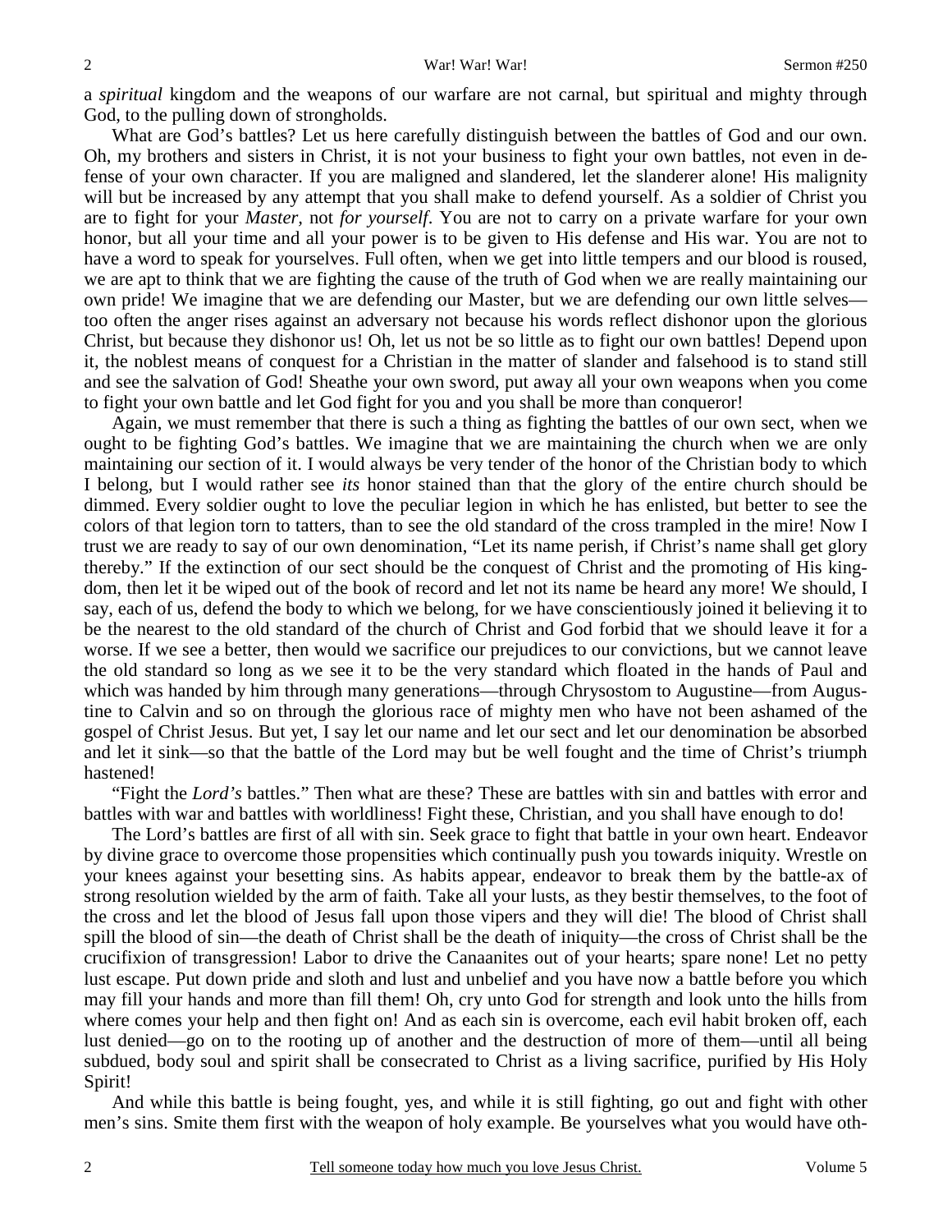a *spiritual* kingdom and the weapons of our warfare are not carnal, but spiritual and mighty through God, to the pulling down of strongholds.

What are God's battles? Let us here carefully distinguish between the battles of God and our own. Oh, my brothers and sisters in Christ, it is not your business to fight your own battles, not even in defense of your own character. If you are maligned and slandered, let the slanderer alone! His malignity will but be increased by any attempt that you shall make to defend yourself. As a soldier of Christ you are to fight for your *Master,* not *for yourself*. You are not to carry on a private warfare for your own honor, but all your time and all your power is to be given to His defense and His war. You are not to have a word to speak for yourselves. Full often, when we get into little tempers and our blood is roused, we are apt to think that we are fighting the cause of the truth of God when we are really maintaining our own pride! We imagine that we are defending our Master, but we are defending our own little selves—too often the anger rises against an adversary not because his words reflect dishonor upon the glorious Christ, but because they dishonor us! Oh, let us not be so little as to fight our own battles! Depend upon it, the noblest means of conquest for a Christian in the matter of slander and falsehood is to stand still and see the salvation of God! Sheathe your own sword, put away all your own weapons when you come to fight your own battle and let God fight for you and you shall be more than conqueror!

Again, we must remember that there is such a thing as fighting the battles of our own sect, when we ought to be fighting God's battles. We imagine that we are maintaining the church when we are only maintaining our section of it. I would always be very tender of the honor of the Christian body to which I belong, but I would rather see *its* honor stained than that the glory of the entire church should be dimmed. Every soldier ought to love the peculiar legion in which he has enlisted, but better to see the colors of that legion torn to tatters, than to see the old standard of the cross trampled in the mire! Now I trust we are ready to say of our own denomination, "Let its name perish, if Christ's name shall get glory thereby." If the extinction of our sect should be the conquest of Christ and the promoting of His kingdom, then let it be wiped out of the book of record and let not its name be heard any more! We should, I say, each of us, defend the body to which we belong, for we have conscientiously joined it believing it to be the nearest to the old standard of the church of Christ and God forbid that we should leave it for a worse. If we see a better, then would we sacrifice our prejudices to our convictions, but we cannot leave the old standard so long as we see it to be the very standard which floated in the hands of Paul and which was handed by him through many generations—through Chrysostom to Augustine—from Augustine to Calvin and so on through the glorious race of mighty men who have not been ashamed of the gospel of Christ Jesus. But yet, I say let our name and let our sect and let our denomination be absorbed and let it sink—so that the battle of the Lord may but be well fought and the time of Christ's triumph hastened!

"Fight the *Lord's* battles." Then what are these? These are battles with sin and battles with error and battles with war and battles with worldliness! Fight these, Christian, and you shall have enough to do!

The Lord's battles are first of all with sin. Seek grace to fight that battle in your own heart. Endeavor by divine grace to overcome those propensities which continually push you towards iniquity. Wrestle on your knees against your besetting sins. As habits appear, endeavor to break them by the battle-ax of strong resolution wielded by the arm of faith. Take all your lusts, as they bestir themselves, to the foot of the cross and let the blood of Jesus fall upon those vipers and they will die! The blood of Christ shall spill the blood of sin—the death of Christ shall be the death of iniquity—the cross of Christ shall be the crucifixion of transgression! Labor to drive the Canaanites out of your hearts; spare none! Let no petty lust escape. Put down pride and sloth and lust and unbelief and you have now a battle before you which may fill your hands and more than fill them! Oh, cry unto God for strength and look unto the hills from where comes your help and then fight on! And as each sin is overcome, each evil habit broken off, each lust denied—go on to the rooting up of another and the destruction of more of them—until all being subdued, body soul and spirit shall be consecrated to Christ as a living sacrifice, purified by His Holy Spirit!

And while this battle is being fought, yes, and while it is still fighting, go out and fight with other men's sins. Smite them first with the weapon of holy example. Be yourselves what you would have oth-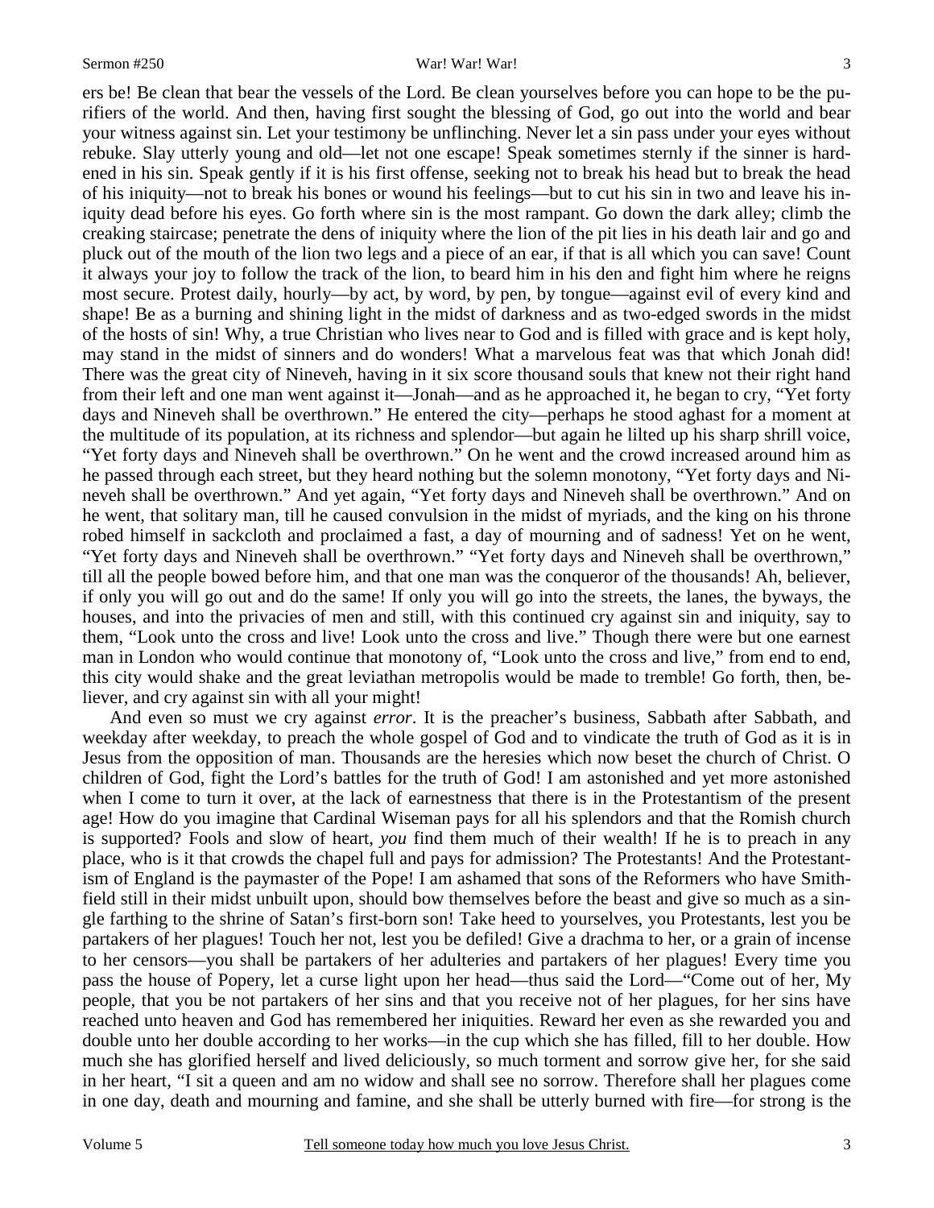ers be! Be clean that bear the vessels of the Lord. Be clean yourselves before you can hope to be the purifiers of the world. And then, having first sought the blessing of God, go out into the world and bear your witness against sin. Let your testimony be unflinching. Never let a sin pass under your eyes without rebuke. Slay utterly young and old—let not one escape! Speak sometimes sternly if the sinner is hardened in his sin. Speak gently if it is his first offense, seeking not to break his head but to break the head of his iniquity—not to break his bones or wound his feelings—but to cut his sin in two and leave his iniquity dead before his eyes. Go forth where sin is the most rampant. Go down the dark alley; climb the creaking staircase; penetrate the dens of iniquity where the lion of the pit lies in his death lair and go and pluck out of the mouth of the lion two legs and a piece of an ear, if that is all which you can save! Count it always your joy to follow the track of the lion, to beard him in his den and fight him where he reigns most secure. Protest daily, hourly—by act, by word, by pen, by tongue—against evil of every kind and shape! Be as a burning and shining light in the midst of darkness and as two-edged swords in the midst of the hosts of sin! Why, a true Christian who lives near to God and is filled with grace and is kept holy, may stand in the midst of sinners and do wonders! What a marvelous feat was that which Jonah did! There was the great city of Nineveh, having in it six score thousand souls that knew not their right hand from their left and one man went against it—Jonah—and as he approached it, he began to cry, "Yet forty days and Nineveh shall be overthrown." He entered the city—perhaps he stood aghast for a moment at the multitude of its population, at its richness and splendor—but again he lilted up his sharp shrill voice, "Yet forty days and Nineveh shall be overthrown." On he went and the crowd increased around him as he passed through each street, but they heard nothing but the solemn monotony, "Yet forty days and Nineveh shall be overthrown." And yet again, "Yet forty days and Nineveh shall be overthrown." And on he went, that solitary man, till he caused convulsion in the midst of myriads, and the king on his throne robed himself in sackcloth and proclaimed a fast, a day of mourning and of sadness! Yet on he went, "Yet forty days and Nineveh shall be overthrown." "Yet forty days and Nineveh shall be overthrown," till all the people bowed before him, and that one man was the conqueror of the thousands! Ah, believer, if only you will go out and do the same! If only you will go into the streets, the lanes, the byways, the houses, and into the privacies of men and still, with this continued cry against sin and iniquity, say to them, "Look unto the cross and live! Look unto the cross and live." Though there were but one earnest man in London who would continue that monotony of, "Look unto the cross and live," from end to end, this city would shake and the great leviathan metropolis would be made to tremble! Go forth, then, believer, and cry against sin with all your might!

And even so must we cry against *error*. It is the preacher's business, Sabbath after Sabbath, and weekday after weekday, to preach the whole gospel of God and to vindicate the truth of God as it is in Jesus from the opposition of man. Thousands are the heresies which now beset the church of Christ. O children of God, fight the Lord's battles for the truth of God! I am astonished and yet more astonished when I come to turn it over, at the lack of earnestness that there is in the Protestantism of the present age! How do you imagine that Cardinal Wiseman pays for all his splendors and that the Romish church is supported? Fools and slow of heart, *you* find them much of their wealth! If he is to preach in any place, who is it that crowds the chapel full and pays for admission? The Protestants! And the Protestantism of England is the paymaster of the Pope! I am ashamed that sons of the Reformers who have Smithfield still in their midst unbuilt upon, should bow themselves before the beast and give so much as a single farthing to the shrine of Satan's first-born son! Take heed to yourselves, you Protestants, lest you be partakers of her plagues! Touch her not, lest you be defiled! Give a drachma to her, or a grain of incense to her censors—you shall be partakers of her adulteries and partakers of her plagues! Every time you pass the house of Popery, let a curse light upon her head—thus said the Lord—"Come out of her, My people, that you be not partakers of her sins and that you receive not of her plagues, for her sins have reached unto heaven and God has remembered her iniquities. Reward her even as she rewarded you and double unto her double according to her works—in the cup which she has filled, fill to her double. How much she has glorified herself and lived deliciously, so much torment and sorrow give her, for she said in her heart, "I sit a queen and am no widow and shall see no sorrow. Therefore shall her plagues come in one day, death and mourning and famine, and she shall be utterly burned with fire—for strong is the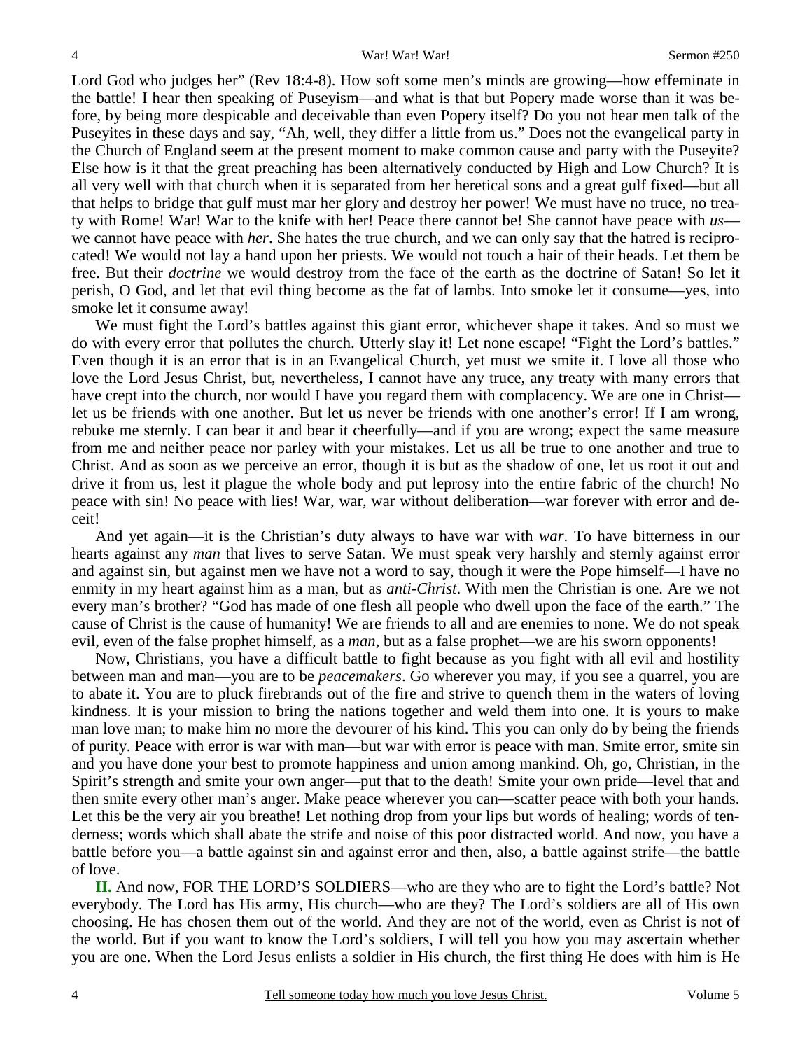Lord God who judges her" (Rev 18:4-8). How soft some men's minds are growing—how effeminate in the battle! I hear then speaking of Puseyism—and what is that but Popery made worse than it was before, by being more despicable and deceivable than even Popery itself? Do you not hear men talk of the Puseyites in these days and say, "Ah, well, they differ a little from us." Does not the evangelical party in the Church of England seem at the present moment to make common cause and party with the Puseyite? Else how is it that the great preaching has been alternatively conducted by High and Low Church? It is all very well with that church when it is separated from her heretical sons and a great gulf fixed—but all that helps to bridge that gulf must mar her glory and destroy her power! We must have no truce, no treaty with Rome! War! War to the knife with her! Peace there cannot be! She cannot have peace with *us*—we cannot have peace with *her*. She hates the true church, and we can only say that the hatred is reciprocated! We would not lay a hand upon her priests. We would not touch a hair of their heads. Let them be free. But their *doctrine* we would destroy from the face of the earth as the doctrine of Satan! So let it perish, O God, and let that evil thing become as the fat of lambs. Into smoke let it consume—yes, into smoke let it consume away!

We must fight the Lord's battles against this giant error, whichever shape it takes. And so must we do with every error that pollutes the church. Utterly slay it! Let none escape! "Fight the Lord's battles." Even though it is an error that is in an Evangelical Church, yet must we smite it. I love all those who love the Lord Jesus Christ, but, nevertheless, I cannot have any truce, any treaty with many errors that have crept into the church, nor would I have you regard them with complacency. We are one in Christ—let us be friends with one another. But let us never be friends with one another's error! If I am wrong, rebuke me sternly. I can bear it and bear it cheerfully—and if you are wrong; expect the same measure from me and neither peace nor parley with your mistakes. Let us all be true to one another and true to Christ. And as soon as we perceive an error, though it is but as the shadow of one, let us root it out and drive it from us, lest it plague the whole body and put leprosy into the entire fabric of the church! No peace with sin! No peace with lies! War, war, war without deliberation—war forever with error and deceit!

And yet again—it is the Christian's duty always to have war with *war*. To have bitterness in our hearts against any *man* that lives to serve Satan. We must speak very harshly and sternly against error and against sin, but against men we have not a word to say, though it were the Pope himself—I have no enmity in my heart against him as a man, but as *anti-Christ*. With men the Christian is one. Are we not every man's brother? "God has made of one flesh all people who dwell upon the face of the earth." The cause of Christ is the cause of humanity! We are friends to all and are enemies to none. We do not speak evil, even of the false prophet himself, as a *man*, but as a false prophet—we are his sworn opponents!

Now, Christians, you have a difficult battle to fight because as you fight with all evil and hostility between man and man—you are to be *peacemakers*. Go wherever you may, if you see a quarrel, you are to abate it. You are to pluck firebrands out of the fire and strive to quench them in the waters of loving kindness. It is your mission to bring the nations together and weld them into one. It is yours to make man love man; to make him no more the devourer of his kind. This you can only do by being the friends of purity. Peace with error is war with man—but war with error is peace with man. Smite error, smite sin and you have done your best to promote happiness and union among mankind. Oh, go, Christian, in the Spirit's strength and smite your own anger—put that to the death! Smite your own pride—level that and then smite every other man's anger. Make peace wherever you can—scatter peace with both your hands. Let this be the very air you breathe! Let nothing drop from your lips but words of healing; words of tenderness; words which shall abate the strife and noise of this poor distracted world. And now, you have a battle before you—a battle against sin and against error and then, also, a battle against strife—the battle of love.

**II.** And now, FOR THE LORD'S SOLDIERS—who are they who are to fight the Lord's battle? Not everybody. The Lord has His army, His church—who are they? The Lord's soldiers are all of His own choosing. He has chosen them out of the world. And they are not of the world, even as Christ is not of the world. But if you want to know the Lord's soldiers, I will tell you how you may ascertain whether you are one. When the Lord Jesus enlists a soldier in His church, the first thing He does with him is He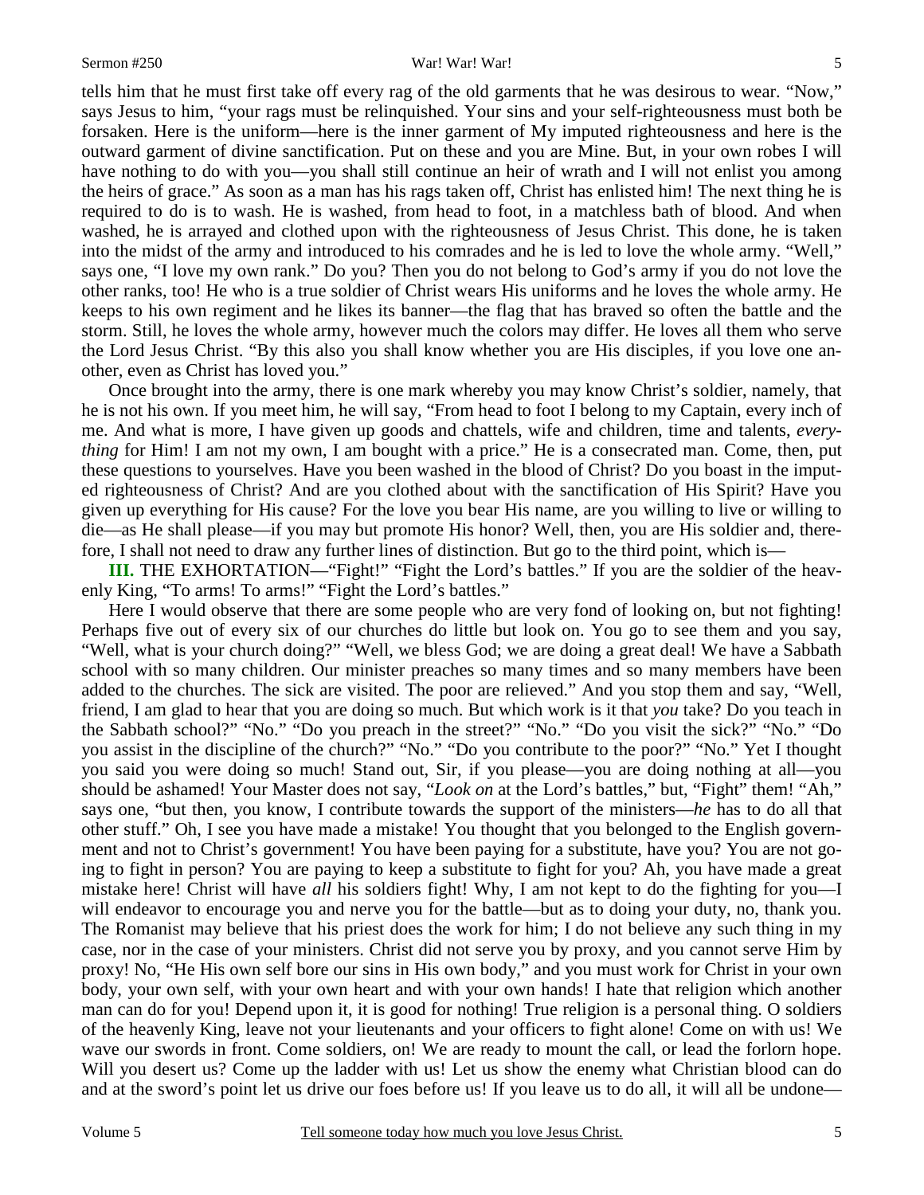tells him that he must first take off every rag of the old garments that he was desirous to wear. "Now," says Jesus to him, "your rags must be relinquished. Your sins and your self-righteousness must both be forsaken. Here is the uniform—here is the inner garment of My imputed righteousness and here is the outward garment of divine sanctification. Put on these and you are Mine. But, in your own robes I will have nothing to do with you—you shall still continue an heir of wrath and I will not enlist you among the heirs of grace." As soon as a man has his rags taken off, Christ has enlisted him! The next thing he is required to do is to wash. He is washed, from head to foot, in a matchless bath of blood. And when washed, he is arrayed and clothed upon with the righteousness of Jesus Christ. This done, he is taken into the midst of the army and introduced to his comrades and he is led to love the whole army. "Well," says one, "I love my own rank." Do you? Then you do not belong to God's army if you do not love the other ranks, too! He who is a true soldier of Christ wears His uniforms and he loves the whole army. He keeps to his own regiment and he likes its banner—the flag that has braved so often the battle and the storm. Still, he loves the whole army, however much the colors may differ. He loves all them who serve the Lord Jesus Christ. "By this also you shall know whether you are His disciples, if you love one another, even as Christ has loved you."

Once brought into the army, there is one mark whereby you may know Christ's soldier, namely, that he is not his own. If you meet him, he will say, "From head to foot I belong to my Captain, every inch of me. And what is more, I have given up goods and chattels, wife and children, time and talents, *everything* for Him! I am not my own, I am bought with a price." He is a consecrated man. Come, then, put these questions to yourselves. Have you been washed in the blood of Christ? Do you boast in the imputed righteousness of Christ? And are you clothed about with the sanctification of His Spirit? Have you given up everything for His cause? For the love you bear His name, are you willing to live or willing to die—as He shall please—if you may but promote His honor? Well, then, you are His soldier and, therefore, I shall not need to draw any further lines of distinction. But go to the third point, which is—

**III.** THE EXHORTATION—"Fight!" "Fight the Lord's battles." If you are the soldier of the heavenly King, "To arms! To arms!" "Fight the Lord's battles."

Here I would observe that there are some people who are very fond of looking on, but not fighting! Perhaps five out of every six of our churches do little but look on. You go to see them and you say, "Well, what is your church doing?" "Well, we bless God; we are doing a great deal! We have a Sabbath school with so many children. Our minister preaches so many times and so many members have been added to the churches. The sick are visited. The poor are relieved." And you stop them and say, "Well, friend, I am glad to hear that you are doing so much. But which work is it that *you* take? Do you teach in the Sabbath school?" "No." "Do you preach in the street?" "No." "Do you visit the sick?" "No." "Do you assist in the discipline of the church?" "No." "Do you contribute to the poor?" "No." Yet I thought you said you were doing so much! Stand out, Sir, if you please—you are doing nothing at all—you should be ashamed! Your Master does not say, "*Look on* at the Lord's battles," but, "Fight" them! "Ah," says one, "but then, you know, I contribute towards the support of the ministers—*he* has to do all that other stuff." Oh, I see you have made a mistake! You thought that you belonged to the English government and not to Christ's government! You have been paying for a substitute, have you? You are not going to fight in person? You are paying to keep a substitute to fight for you? Ah, you have made a great mistake here! Christ will have *all* his soldiers fight! Why, I am not kept to do the fighting for you—I will endeavor to encourage you and nerve you for the battle—but as to doing your duty, no, thank you. The Romanist may believe that his priest does the work for him; I do not believe any such thing in my case, nor in the case of your ministers. Christ did not serve you by proxy, and you cannot serve Him by proxy! No, "He His own self bore our sins in His own body," and you must work for Christ in your own body, your own self, with your own heart and with your own hands! I hate that religion which another man can do for you! Depend upon it, it is good for nothing! True religion is a personal thing. O soldiers of the heavenly King, leave not your lieutenants and your officers to fight alone! Come on with us! We wave our swords in front. Come soldiers, on! We are ready to mount the call, or lead the forlorn hope. Will you desert us? Come up the ladder with us! Let us show the enemy what Christian blood can do and at the sword's point let us drive our foes before us! If you leave us to do all, it will all be undone—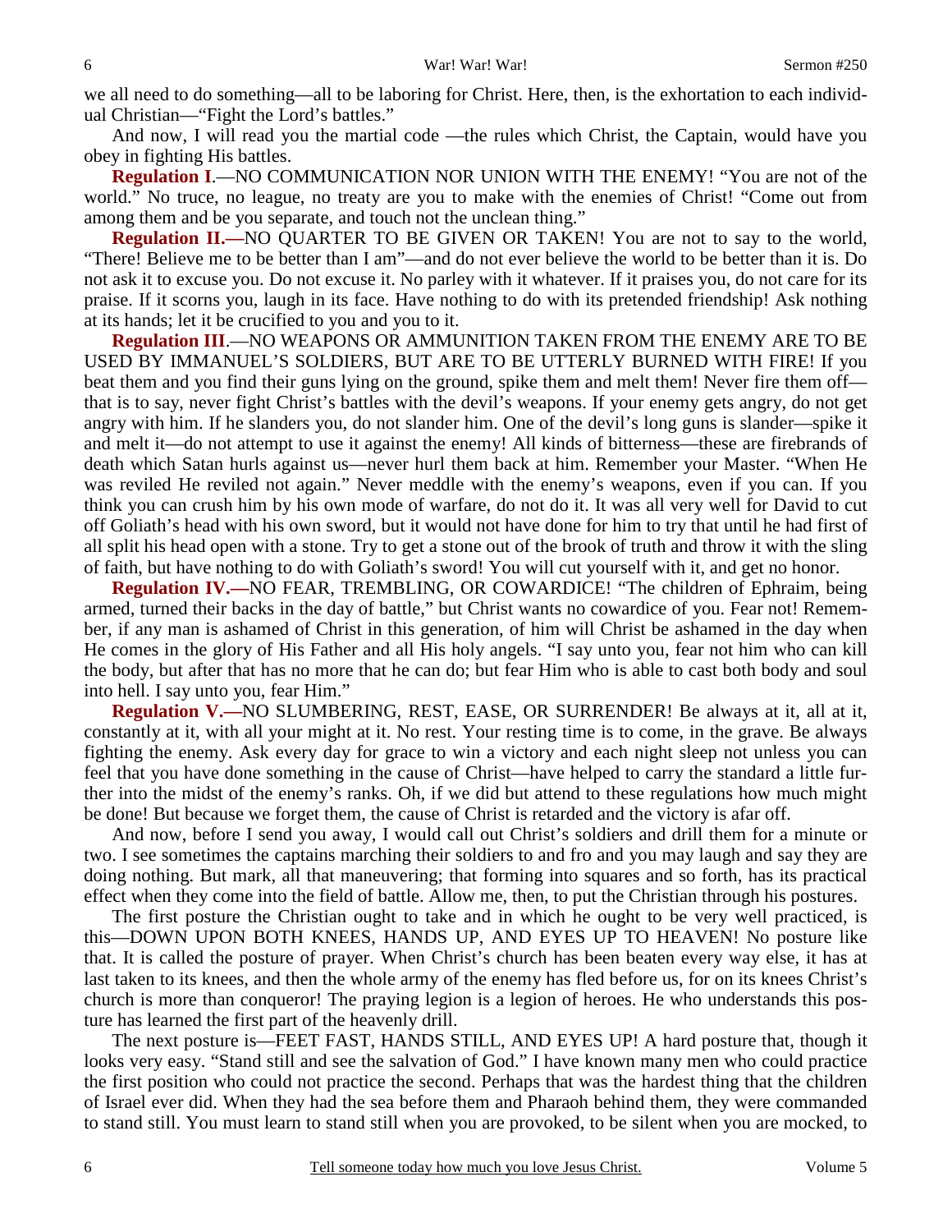we all need to do something—all to be laboring for Christ. Here, then, is the exhortation to each individual Christian—"Fight the Lord's battles."

And now, I will read you the martial code —the rules which Christ, the Captain, would have you obey in fighting His battles.

**Regulation I**.—NO COMMUNICATION NOR UNION WITH THE ENEMY! "You are not of the world." No truce, no league, no treaty are you to make with the enemies of Christ! "Come out from among them and be you separate, and touch not the unclean thing."

**Regulation II.—**NO QUARTER TO BE GIVEN OR TAKEN! You are not to say to the world, "There! Believe me to be better than I am"—and do not ever believe the world to be better than it is. Do not ask it to excuse you. Do not excuse it. No parley with it whatever. If it praises you, do not care for its praise. If it scorns you, laugh in its face. Have nothing to do with its pretended friendship! Ask nothing at its hands; let it be crucified to you and you to it.

**Regulation III**.—NO WEAPONS OR AMMUNITION TAKEN FROM THE ENEMY ARE TO BE USED BY IMMANUEL'S SOLDIERS, BUT ARE TO BE UTTERLY BURNED WITH FIRE! If you beat them and you find their guns lying on the ground, spike them and melt them! Never fire them off—that is to say, never fight Christ's battles with the devil's weapons. If your enemy gets angry, do not get angry with him. If he slanders you, do not slander him. One of the devil's long guns is slander—spike it and melt it—do not attempt to use it against the enemy! All kinds of bitterness—these are firebrands of death which Satan hurls against us—never hurl them back at him. Remember your Master. "When He was reviled He reviled not again." Never meddle with the enemy's weapons, even if you can. If you think you can crush him by his own mode of warfare, do not do it. It was all very well for David to cut off Goliath's head with his own sword, but it would not have done for him to try that until he had first of all split his head open with a stone. Try to get a stone out of the brook of truth and throw it with the sling of faith, but have nothing to do with Goliath's sword! You will cut yourself with it, and get no honor.

**Regulation IV.—**NO FEAR, TREMBLING, OR COWARDICE! "The children of Ephraim, being armed, turned their backs in the day of battle," but Christ wants no cowardice of you. Fear not! Remember, if any man is ashamed of Christ in this generation, of him will Christ be ashamed in the day when He comes in the glory of His Father and all His holy angels. "I say unto you, fear not him who can kill the body, but after that has no more that he can do; but fear Him who is able to cast both body and soul into hell. I say unto you, fear Him."

**Regulation V.—**NO SLUMBERING, REST, EASE, OR SURRENDER! Be always at it, all at it, constantly at it, with all your might at it. No rest. Your resting time is to come, in the grave. Be always fighting the enemy. Ask every day for grace to win a victory and each night sleep not unless you can feel that you have done something in the cause of Christ—have helped to carry the standard a little further into the midst of the enemy's ranks. Oh, if we did but attend to these regulations how much might be done! But because we forget them, the cause of Christ is retarded and the victory is afar off.

And now, before I send you away, I would call out Christ's soldiers and drill them for a minute or two. I see sometimes the captains marching their soldiers to and fro and you may laugh and say they are doing nothing. But mark, all that maneuvering; that forming into squares and so forth, has its practical effect when they come into the field of battle. Allow me, then, to put the Christian through his postures.

The first posture the Christian ought to take and in which he ought to be very well practiced, is this—DOWN UPON BOTH KNEES, HANDS UP, AND EYES UP TO HEAVEN! No posture like that. It is called the posture of prayer. When Christ's church has been beaten every way else, it has at last taken to its knees, and then the whole army of the enemy has fled before us, for on its knees Christ's church is more than conqueror! The praying legion is a legion of heroes. He who understands this posture has learned the first part of the heavenly drill.

The next posture is—FEET FAST, HANDS STILL, AND EYES UP! A hard posture that, though it looks very easy. "Stand still and see the salvation of God." I have known many men who could practice the first position who could not practice the second. Perhaps that was the hardest thing that the children of Israel ever did. When they had the sea before them and Pharaoh behind them, they were commanded to stand still. You must learn to stand still when you are provoked, to be silent when you are mocked, to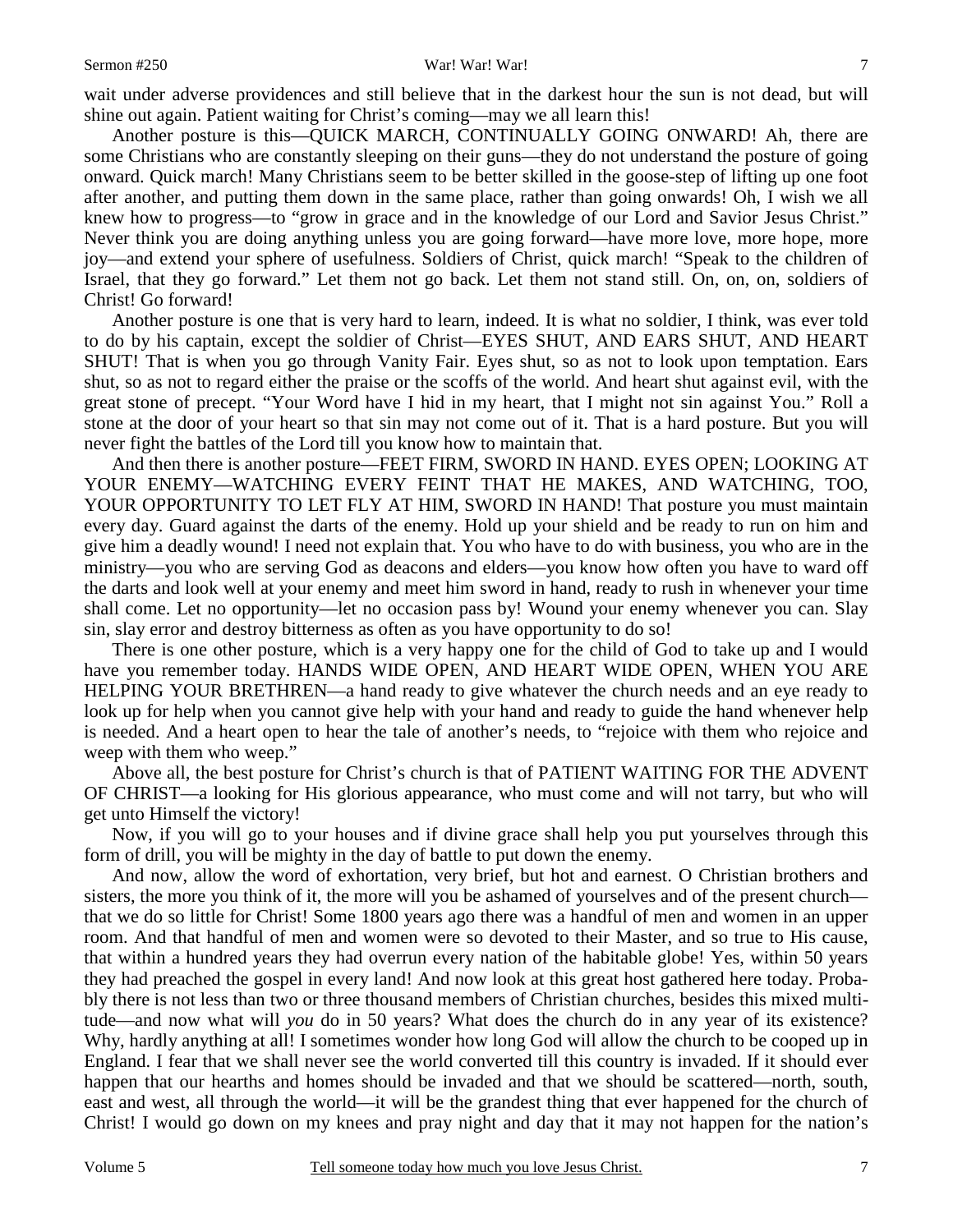wait under adverse providences and still believe that in the darkest hour the sun is not dead, but will shine out again. Patient waiting for Christ's coming—may we all learn this!

Another posture is this—QUICK MARCH, CONTINUALLY GOING ONWARD! Ah, there are some Christians who are constantly sleeping on their guns—they do not understand the posture of going onward. Quick march! Many Christians seem to be better skilled in the goose-step of lifting up one foot after another, and putting them down in the same place, rather than going onwards! Oh, I wish we all knew how to progress—to "grow in grace and in the knowledge of our Lord and Savior Jesus Christ." Never think you are doing anything unless you are going forward—have more love, more hope, more joy—and extend your sphere of usefulness. Soldiers of Christ, quick march! "Speak to the children of Israel, that they go forward." Let them not go back. Let them not stand still. On, on, on, soldiers of Christ! Go forward!

Another posture is one that is very hard to learn, indeed. It is what no soldier, I think, was ever told to do by his captain, except the soldier of Christ—EYES SHUT, AND EARS SHUT, AND HEART SHUT! That is when you go through Vanity Fair. Eyes shut, so as not to look upon temptation. Ears shut, so as not to regard either the praise or the scoffs of the world. And heart shut against evil, with the great stone of precept. "Your Word have I hid in my heart, that I might not sin against You." Roll a stone at the door of your heart so that sin may not come out of it. That is a hard posture. But you will never fight the battles of the Lord till you know how to maintain that.

And then there is another posture—FEET FIRM, SWORD IN HAND. EYES OPEN; LOOKING AT YOUR ENEMY—WATCHING EVERY FEINT THAT HE MAKES, AND WATCHING, TOO, YOUR OPPORTUNITY TO LET FLY AT HIM, SWORD IN HAND! That posture you must maintain every day. Guard against the darts of the enemy. Hold up your shield and be ready to run on him and give him a deadly wound! I need not explain that. You who have to do with business, you who are in the ministry—you who are serving God as deacons and elders—you know how often you have to ward off the darts and look well at your enemy and meet him sword in hand, ready to rush in whenever your time shall come. Let no opportunity—let no occasion pass by! Wound your enemy whenever you can. Slay sin, slay error and destroy bitterness as often as you have opportunity to do so!

There is one other posture, which is a very happy one for the child of God to take up and I would have you remember today. HANDS WIDE OPEN, AND HEART WIDE OPEN, WHEN YOU ARE HELPING YOUR BRETHREN—a hand ready to give whatever the church needs and an eye ready to look up for help when you cannot give help with your hand and ready to guide the hand whenever help is needed. And a heart open to hear the tale of another's needs, to "rejoice with them who rejoice and weep with them who weep."

Above all, the best posture for Christ's church is that of PATIENT WAITING FOR THE ADVENT OF CHRIST—a looking for His glorious appearance, who must come and will not tarry, but who will get unto Himself the victory!

Now, if you will go to your houses and if divine grace shall help you put yourselves through this form of drill, you will be mighty in the day of battle to put down the enemy.

And now, allow the word of exhortation, very brief, but hot and earnest. O Christian brothers and sisters, the more you think of it, the more will you be ashamed of yourselves and of the present church—that we do so little for Christ! Some 1800 years ago there was a handful of men and women in an upper room. And that handful of men and women were so devoted to their Master, and so true to His cause, that within a hundred years they had overrun every nation of the habitable globe! Yes, within 50 years they had preached the gospel in every land! And now look at this great host gathered here today. Probably there is not less than two or three thousand members of Christian churches, besides this mixed multitude—and now what will *you* do in 50 years? What does the church do in any year of its existence? Why, hardly anything at all! I sometimes wonder how long God will allow the church to be cooped up in England. I fear that we shall never see the world converted till this country is invaded. If it should ever happen that our hearths and homes should be invaded and that we should be scattered—north, south, east and west, all through the world—it will be the grandest thing that ever happened for the church of Christ! I would go down on my knees and pray night and day that it may not happen for the nation's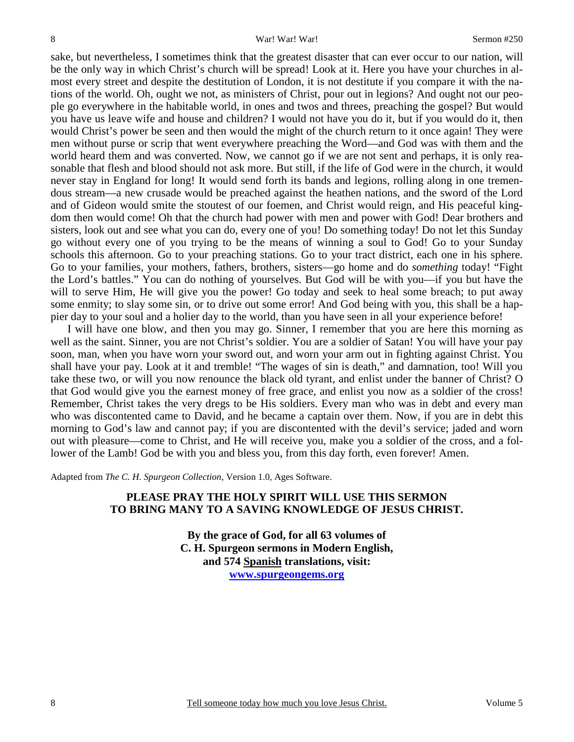sake, but nevertheless, I sometimes think that the greatest disaster that can ever occur to our nation, will be the only way in which Christ's church will be spread! Look at it. Here you have your churches in almost every street and despite the destitution of London, it is not destitute if you compare it with the nations of the world. Oh, ought we not, as ministers of Christ, pour out in legions? And ought not our people go everywhere in the habitable world, in ones and twos and threes, preaching the gospel? But would you have us leave wife and house and children? I would not have you do it, but if you would do it, then would Christ's power be seen and then would the might of the church return to it once again! They were men without purse or scrip that went everywhere preaching the Word—and God was with them and the world heard them and was converted. Now, we cannot go if we are not sent and perhaps, it is only reasonable that flesh and blood should not ask more. But still, if the life of God were in the church, it would never stay in England for long! It would send forth its bands and legions, rolling along in one tremendous stream—a new crusade would be preached against the heathen nations, and the sword of the Lord and of Gideon would smite the stoutest of our foemen, and Christ would reign, and His peaceful kingdom then would come! Oh that the church had power with men and power with God! Dear brothers and sisters, look out and see what you can do, every one of you! Do something today! Do not let this Sunday go without every one of you trying to be the means of winning a soul to God! Go to your Sunday schools this afternoon. Go to your preaching stations. Go to your tract district, each one in his sphere. Go to your families, your mothers, fathers, brothers, sisters—go home and do *something* today! "Fight the Lord's battles." You can do nothing of yourselves. But God will be with you—if you but have the will to serve Him, He will give you the power! Go today and seek to heal some breach; to put away some enmity; to slay some sin, or to drive out some error! And God being with you, this shall be a happier day to your soul and a holier day to the world, than you have seen in all your experience before!

I will have one blow, and then you may go. Sinner, I remember that you are here this morning as well as the saint. Sinner, you are not Christ's soldier. You are a soldier of Satan! You will have your pay soon, man, when you have worn your sword out, and worn your arm out in fighting against Christ. You shall have your pay. Look at it and tremble! "The wages of sin is death," and damnation, too! Will you take these two, or will you now renounce the black old tyrant, and enlist under the banner of Christ? O that God would give you the earnest money of free grace, and enlist you now as a soldier of the cross! Remember, Christ takes the very dregs to be His soldiers. Every man who was in debt and every man who was discontented came to David, and he became a captain over them. Now, if you are in debt this morning to God's law and cannot pay; if you are discontented with the devil's service; jaded and worn out with pleasure—come to Christ, and He will receive you, make you a soldier of the cross, and a follower of the Lamb! God be with you and bless you, from this day forth, even forever! Amen.

Adapted from *The C. H. Spurgeon Collection*, Version 1.0, Ages Software.

**PLEASE PRAY THE HOLY SPIRIT WILL USE THIS SERMON TO BRING MANY TO A SAVING KNOWLEDGE OF JESUS CHRIST.**

**By the grace of God, for all 63 volumes of C. H. Spurgeon sermons in Modern English, and 574 Spanish translations, visit: www.spurgeongems.org**